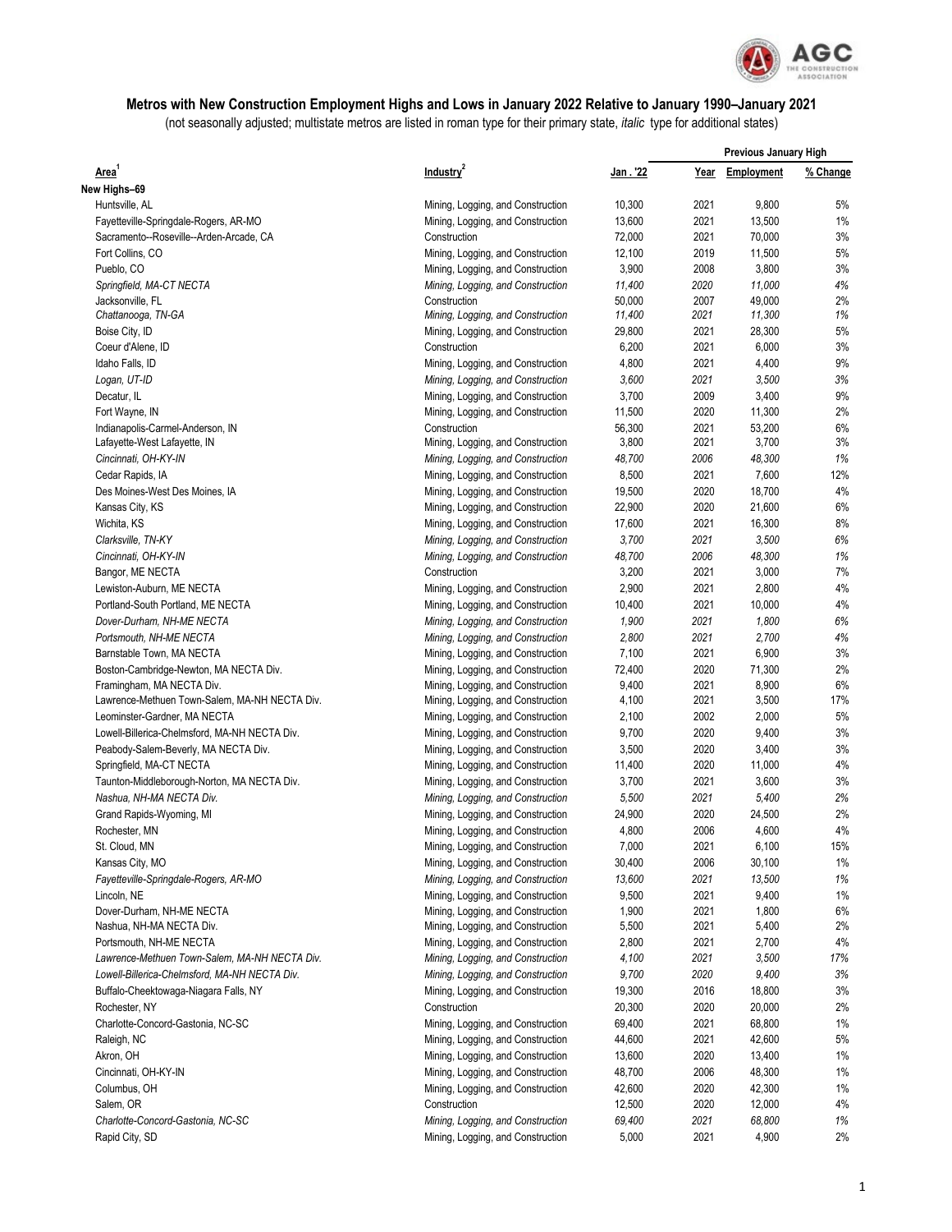# Metros with New Construction Employment Highs and Lows in January 2022 Relative to January 1990–January 2021

(not seasonally adjusted; multistate metros are listed in roman type for their primary state, *italic* type for additional states)

| Area[1] | Industry[2] | Jan . '22 | Previous January High | | |
|---|---|---|---|---|---|
| | | | Year | Employment | % Change |
| **New Highs–69** | | | | | |
| Huntsville, AL | Mining, Logging, and Construction | 10,300 | 2021 | 9,800 | 5% |
| Fayetteville-Springdale-Rogers, AR-MO | Mining, Logging, and Construction | 13,600 | 2021 | 13,500 | 1% |
| Sacramento--Roseville--Arden-Arcade, CA | Construction | 72,000 | 2021 | 70,000 | 3% |
| Fort Collins, CO | Mining, Logging, and Construction | 12,100 | 2019 | 11,500 | 5% |
| Pueblo, CO | Mining, Logging, and Construction | 3,900 | 2008 | 3,800 | 3% |
| *Springfield, MA-CT NECTA* | *Mining, Logging, and Construction* | *11,400* | *2020* | *11,000* | *4%* |
| Jacksonville, FL | Construction | 50,000 | 2007 | 49,000 | 2% |
| *Chattanooga, TN-GA* | *Mining, Logging, and Construction* | *11,400* | *2021* | *11,300* | *1%* |
| Boise City, ID | Mining, Logging, and Construction | 29,800 | 2021 | 28,300 | 5% |
| Coeur d'Alene, ID | Construction | 6,200 | 2021 | 6,000 | 3% |
| Idaho Falls, ID | Mining, Logging, and Construction | 4,800 | 2021 | 4,400 | 9% |
| *Logan, UT-ID* | *Mining, Logging, and Construction* | *3,600* | *2021* | *3,500* | *3%* |
| Decatur, IL | Mining, Logging, and Construction | 3,700 | 2009 | 3,400 | 9% |
| Fort Wayne, IN | Mining, Logging, and Construction | 11,500 | 2020 | 11,300 | 2% |
| Indianapolis-Carmel-Anderson, IN | Construction | 56,300 | 2021 | 53,200 | 6% |
| Lafayette-West Lafayette, IN | Mining, Logging, and Construction | 3,800 | 2021 | 3,700 | 3% |
| *Cincinnati, OH-KY-IN* | *Mining, Logging, and Construction* | *48,700* | *2006* | *48,300* | *1%* |
| Cedar Rapids, IA | Mining, Logging, and Construction | 8,500 | 2021 | 7,600 | 12% |
| Des Moines-West Des Moines, IA | Mining, Logging, and Construction | 19,500 | 2020 | 18,700 | 4% |
| Kansas City, KS | Mining, Logging, and Construction | 22,900 | 2020 | 21,600 | 6% |
| Wichita, KS | Mining, Logging, and Construction | 17,600 | 2021 | 16,300 | 8% |
| *Clarksville, TN-KY* | *Mining, Logging, and Construction* | *3,700* | *2021* | *3,500* | *6%* |
| *Cincinnati, OH-KY-IN* | *Mining, Logging, and Construction* | *48,700* | *2006* | *48,300* | *1%* |
| Bangor, ME NECTA | Construction | 3,200 | 2021 | 3,000 | 7% |
| Lewiston-Auburn, ME NECTA | Mining, Logging, and Construction | 2,900 | 2021 | 2,800 | 4% |
| Portland-South Portland, ME NECTA | Mining, Logging, and Construction | 10,400 | 2021 | 10,000 | 4% |
| *Dover-Durham, NH-ME NECTA* | *Mining, Logging, and Construction* | *1,900* | *2021* | *1,800* | *6%* |
| *Portsmouth, NH-ME NECTA* | *Mining, Logging, and Construction* | *2,800* | *2021* | *2,700* | *4%* |
| Barnstable Town, MA NECTA | Mining, Logging, and Construction | 7,100 | 2021 | 6,900 | 3% |
| Boston-Cambridge-Newton, MA NECTA Div. | Mining, Logging, and Construction | 72,400 | 2020 | 71,300 | 2% |
| Framingham, MA NECTA Div. | Mining, Logging, and Construction | 9,400 | 2021 | 8,900 | 6% |
| Lawrence-Methuen Town-Salem, MA-NH NECTA Div. | Mining, Logging, and Construction | 4,100 | 2021 | 3,500 | 17% |
| Leominster-Gardner, MA NECTA | Mining, Logging, and Construction | 2,100 | 2002 | 2,000 | 5% |
| Lowell-Billerica-Chelmsford, MA-NH NECTA Div. | Mining, Logging, and Construction | 9,700 | 2020 | 9,400 | 3% |
| Peabody-Salem-Beverly, MA NECTA Div. | Mining, Logging, and Construction | 3,500 | 2020 | 3,400 | 3% |
| Springfield, MA-CT NECTA | Mining, Logging, and Construction | 11,400 | 2020 | 11,000 | 4% |
| Taunton-Middleborough-Norton, MA NECTA Div. | Mining, Logging, and Construction | 3,700 | 2021 | 3,600 | 3% |
| *Nashua, NH-MA NECTA Div.* | *Mining, Logging, and Construction* | *5,500* | *2021* | *5,400* | *2%* |
| Grand Rapids-Wyoming, MI | Mining, Logging, and Construction | 24,900 | 2020 | 24,500 | 2% |
| Rochester, MN | Mining, Logging, and Construction | 4,800 | 2006 | 4,600 | 4% |
| St. Cloud, MN | Mining, Logging, and Construction | 7,000 | 2021 | 6,100 | 15% |
| Kansas City, MO | Mining, Logging, and Construction | 30,400 | 2006 | 30,100 | 1% |
| *Fayetteville-Springdale-Rogers, AR-MO* | *Mining, Logging, and Construction* | *13,600* | *2021* | *13,500* | *1%* |
| Lincoln, NE | Mining, Logging, and Construction | 9,500 | 2021 | 9,400 | 1% |
| Dover-Durham, NH-ME NECTA | Mining, Logging, and Construction | 1,900 | 2021 | 1,800 | 6% |
| Nashua, NH-MA NECTA Div. | Mining, Logging, and Construction | 5,500 | 2021 | 5,400 | 2% |
| Portsmouth, NH-ME NECTA | Mining, Logging, and Construction | 2,800 | 2021 | 2,700 | 4% |
| *Lawrence-Methuen Town-Salem, MA-NH NECTA Div.* | *Mining, Logging, and Construction* | *4,100* | *2021* | *3,500* | *17%* |
| *Lowell-Billerica-Chelmsford, MA-NH NECTA Div.* | *Mining, Logging, and Construction* | *9,700* | *2020* | *9,400* | *3%* |
| Buffalo-Cheektowaga-Niagara Falls, NY | Mining, Logging, and Construction | 19,300 | 2016 | 18,800 | 3% |
| Rochester, NY | Construction | 20,300 | 2020 | 20,000 | 2% |
| Charlotte-Concord-Gastonia, NC-SC | Mining, Logging, and Construction | 69,400 | 2021 | 68,800 | 1% |
| Raleigh, NC | Mining, Logging, and Construction | 44,600 | 2021 | 42,600 | 5% |
| Akron, OH | Mining, Logging, and Construction | 13,600 | 2020 | 13,400 | 1% |
| Cincinnati, OH-KY-IN | Mining, Logging, and Construction | 48,700 | 2006 | 48,300 | 1% |
| Columbus, OH | Mining, Logging, and Construction | 42,600 | 2020 | 42,300 | 1% |
| Salem, OR | Construction | 12,500 | 2020 | 12,000 | 4% |
| *Charlotte-Concord-Gastonia, NC-SC* | *Mining, Logging, and Construction* | *69,400* | *2021* | *68,800* | *1%* |
| Rapid City, SD | Mining, Logging, and Construction | 5,000 | 2021 | 4,900 | 2% |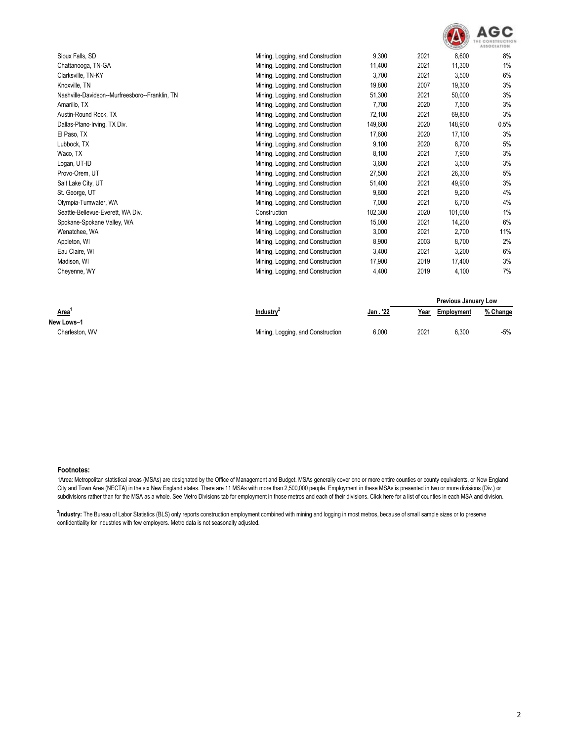| | | | | | |
|---|---|---|---|---|---|
| Sioux Falls, SD | Mining, Logging, and Construction | 9,300 | 2021 | 8,600 | 8% |
| Chattanooga, TN-GA | Mining, Logging, and Construction | 11,400 | 2021 | 11,300 | 1% |
| Clarksville, TN-KY | Mining, Logging, and Construction | 3,700 | 2021 | 3,500 | 6% |
| Knoxville, TN | Mining, Logging, and Construction | 19,800 | 2007 | 19,300 | 3% |
| Nashville-Davidson--Murfreesboro--Franklin, TN | Mining, Logging, and Construction | 51,300 | 2021 | 50,000 | 3% |
| Amarillo, TX | Mining, Logging, and Construction | 7,700 | 2020 | 7,500 | 3% |
| Austin-Round Rock, TX | Mining, Logging, and Construction | 72,100 | 2021 | 69,800 | 3% |
| Dallas-Plano-Irving, TX Div. | Mining, Logging, and Construction | 149,600 | 2020 | 148,900 | 0.5% |
| El Paso, TX | Mining, Logging, and Construction | 17,600 | 2020 | 17,100 | 3% |
| Lubbock, TX | Mining, Logging, and Construction | 9,100 | 2020 | 8,700 | 5% |
| Waco, TX | Mining, Logging, and Construction | 8,100 | 2021 | 7,900 | 3% |
| Logan, UT-ID | Mining, Logging, and Construction | 3,600 | 2021 | 3,500 | 3% |
| Provo-Orem, UT | Mining, Logging, and Construction | 27,500 | 2021 | 26,300 | 5% |
| Salt Lake City, UT | Mining, Logging, and Construction | 51,400 | 2021 | 49,900 | 3% |
| St. George, UT | Mining, Logging, and Construction | 9,600 | 2021 | 9,200 | 4% |
| Olympia-Tumwater, WA | Mining, Logging, and Construction | 7,000 | 2021 | 6,700 | 4% |
| Seattle-Bellevue-Everett, WA Div. | Construction | 102,300 | 2020 | 101,000 | 1% |
| Spokane-Spokane Valley, WA | Mining, Logging, and Construction | 15,000 | 2021 | 14,200 | 6% |
| Wenatchee, WA | Mining, Logging, and Construction | 3,000 | 2021 | 2,700 | 11% |
| Appleton, WI | Mining, Logging, and Construction | 8,900 | 2003 | 8,700 | 2% |
| Eau Claire, WI | Mining, Logging, and Construction | 3,400 | 2021 | 3,200 | 6% |
| Madison, WI | Mining, Logging, and Construction | 17,900 | 2019 | 17,400 | 3% |
| Cheyenne, WY | Mining, Logging, and Construction | 4,400 | 2019 | 4,100 | 7% |

| | | | Previous January Low | | |
|---|---|---|---|---|---|
| **Area[1]** | **Industry[2]** | **Jan . '22** | **Year** | **Employment** | **% Change** |
| **New Lows–1** | | | | | |
| Charleston, WV | Mining, Logging, and Construction | 6,000 | 2021 | 6,300 | -5% |

**Footnotes:**

1Area: Metropolitan statistical areas (MSAs) are designated by the Office of Management and Budget. MSAs generally cover one or more entire counties or county equivalents, or New England City and Town Area (NECTA) in the six New England states. There are 11 MSAs with more than 2,500,000 people. Employment in these MSAs is presented in two or more divisions (Div.) or subdivisions rather than for the MSA as a whole. See Metro Divisions tab for employment in those metros and each of their divisions. Click here for a list of counties in each MSA and division.

[2]**Industry:** The Bureau of Labor Statistics (BLS) only reports construction employment combined with mining and logging in most metros, because of small sample sizes or to preserve confidentiality for industries with few employers. Metro data is not seasonally adjusted.